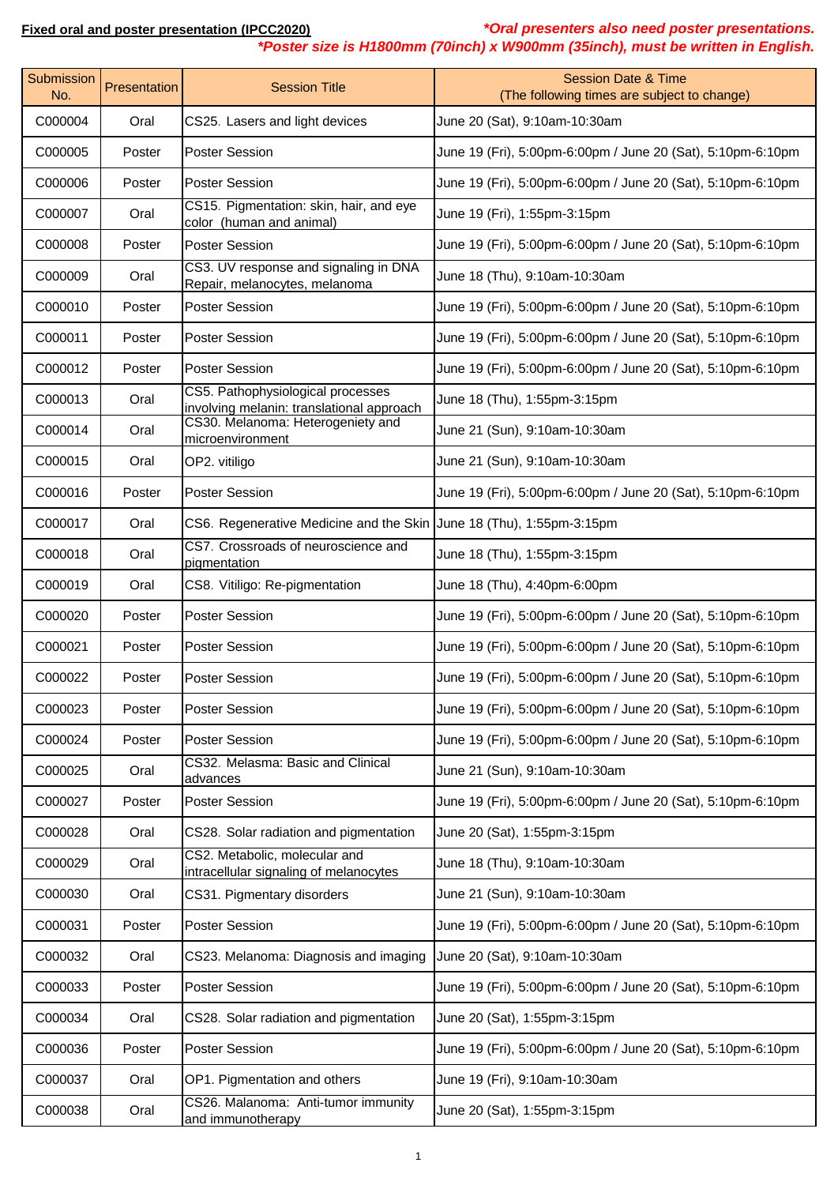**Fixed oral and poster presentation (IPCC2020)**

*\*Oral presenters also need poster presentations.*
*\*Poster size is H1800mm (70inch) x W900mm (35inch), must be written in English.*

| Submission No. | Presentation | Session Title | Session Date & Time (The following times are subject to change) |
|---|---|---|---|
| C000004 | Oral | CS25. Lasers and light devices | June 20 (Sat), 9:10am-10:30am |
| C000005 | Poster | Poster Session | June 19 (Fri), 5:00pm-6:00pm / June 20 (Sat), 5:10pm-6:10pm |
| C000006 | Poster | Poster Session | June 19 (Fri), 5:00pm-6:00pm / June 20 (Sat), 5:10pm-6:10pm |
| C000007 | Oral | CS15. Pigmentation: skin, hair, and eye color (human and animal) | June 19 (Fri), 1:55pm-3:15pm |
| C000008 | Poster | Poster Session | June 19 (Fri), 5:00pm-6:00pm / June 20 (Sat), 5:10pm-6:10pm |
| C000009 | Oral | CS3. UV response and signaling in DNA Repair, melanocytes, melanoma | June 18 (Thu), 9:10am-10:30am |
| C000010 | Poster | Poster Session | June 19 (Fri), 5:00pm-6:00pm / June 20 (Sat), 5:10pm-6:10pm |
| C000011 | Poster | Poster Session | June 19 (Fri), 5:00pm-6:00pm / June 20 (Sat), 5:10pm-6:10pm |
| C000012 | Poster | Poster Session | June 19 (Fri), 5:00pm-6:00pm / June 20 (Sat), 5:10pm-6:10pm |
| C000013 | Oral | CS5. Pathophysiological processes involving melanin: translational approach | June 18 (Thu), 1:55pm-3:15pm |
| C000014 | Oral | CS30. Melanoma: Heterogeneity and microenvironment | June 21 (Sun), 9:10am-10:30am |
| C000015 | Oral | OP2. vitiligo | June 21 (Sun), 9:10am-10:30am |
| C000016 | Poster | Poster Session | June 19 (Fri), 5:00pm-6:00pm / June 20 (Sat), 5:10pm-6:10pm |
| C000017 | Oral | CS6. Regenerative Medicine and the Skin | June 18 (Thu), 1:55pm-3:15pm |
| C000018 | Oral | CS7. Crossroads of neuroscience and pigmentation | June 18 (Thu), 1:55pm-3:15pm |
| C000019 | Oral | CS8. Vitiligo: Re-pigmentation | June 18 (Thu), 4:40pm-6:00pm |
| C000020 | Poster | Poster Session | June 19 (Fri), 5:00pm-6:00pm / June 20 (Sat), 5:10pm-6:10pm |
| C000021 | Poster | Poster Session | June 19 (Fri), 5:00pm-6:00pm / June 20 (Sat), 5:10pm-6:10pm |
| C000022 | Poster | Poster Session | June 19 (Fri), 5:00pm-6:00pm / June 20 (Sat), 5:10pm-6:10pm |
| C000023 | Poster | Poster Session | June 19 (Fri), 5:00pm-6:00pm / June 20 (Sat), 5:10pm-6:10pm |
| C000024 | Poster | Poster Session | June 19 (Fri), 5:00pm-6:00pm / June 20 (Sat), 5:10pm-6:10pm |
| C000025 | Oral | CS32. Melasma: Basic and Clinical advances | June 21 (Sun), 9:10am-10:30am |
| C000027 | Poster | Poster Session | June 19 (Fri), 5:00pm-6:00pm / June 20 (Sat), 5:10pm-6:10pm |
| C000028 | Oral | CS28. Solar radiation and pigmentation | June 20 (Sat), 1:55pm-3:15pm |
| C000029 | Oral | CS2. Metabolic, molecular and intracellular signaling of melanocytes | June 18 (Thu), 9:10am-10:30am |
| C000030 | Oral | CS31. Pigmentary disorders | June 21 (Sun), 9:10am-10:30am |
| C000031 | Poster | Poster Session | June 19 (Fri), 5:00pm-6:00pm / June 20 (Sat), 5:10pm-6:10pm |
| C000032 | Oral | CS23. Melanoma: Diagnosis and imaging | June 20 (Sat), 9:10am-10:30am |
| C000033 | Poster | Poster Session | June 19 (Fri), 5:00pm-6:00pm / June 20 (Sat), 5:10pm-6:10pm |
| C000034 | Oral | CS28. Solar radiation and pigmentation | June 20 (Sat), 1:55pm-3:15pm |
| C000036 | Poster | Poster Session | June 19 (Fri), 5:00pm-6:00pm / June 20 (Sat), 5:10pm-6:10pm |
| C000037 | Oral | OP1. Pigmentation and others | June 19 (Fri), 9:10am-10:30am |
| C000038 | Oral | CS26. Malanoma: Anti-tumor immunity and immunotherapy | June 20 (Sat), 1:55pm-3:15pm |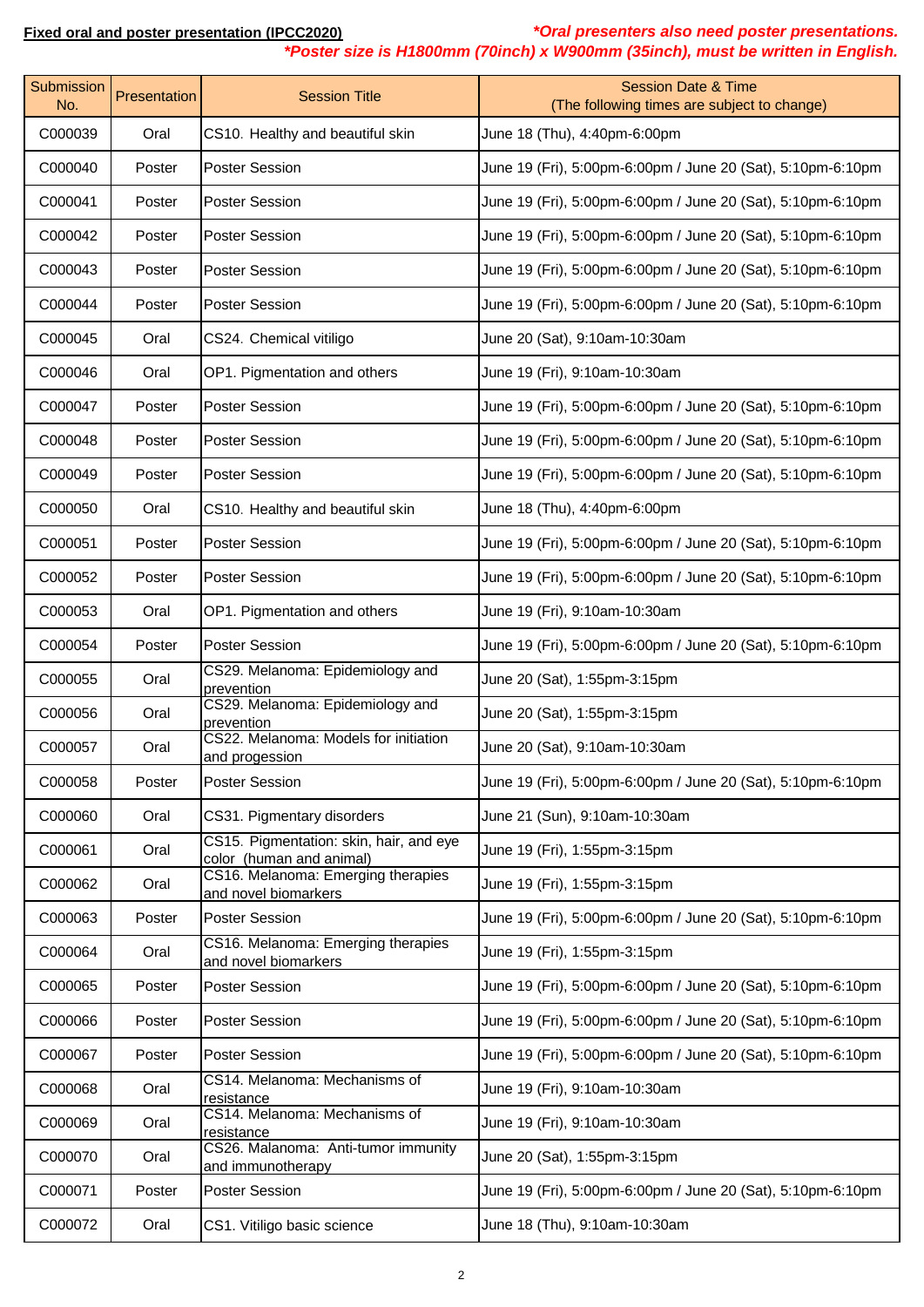**Fixed oral and poster presentation (IPCC2020)**

*\*Oral presenters also need poster presentations.*
*\*Poster size is H1800mm (70inch) x W900mm (35inch), must be written in English.*

| Submission No. | Presentation | Session Title | Session Date & Time (The following times are subject to change) |
|---|---|---|---|
| C000039 | Oral | CS10. Healthy and beautiful skin | June 18 (Thu), 4:40pm-6:00pm |
| C000040 | Poster | Poster Session | June 19 (Fri), 5:00pm-6:00pm / June 20 (Sat), 5:10pm-6:10pm |
| C000041 | Poster | Poster Session | June 19 (Fri), 5:00pm-6:00pm / June 20 (Sat), 5:10pm-6:10pm |
| C000042 | Poster | Poster Session | June 19 (Fri), 5:00pm-6:00pm / June 20 (Sat), 5:10pm-6:10pm |
| C000043 | Poster | Poster Session | June 19 (Fri), 5:00pm-6:00pm / June 20 (Sat), 5:10pm-6:10pm |
| C000044 | Poster | Poster Session | June 19 (Fri), 5:00pm-6:00pm / June 20 (Sat), 5:10pm-6:10pm |
| C000045 | Oral | CS24. Chemical vitiligo | June 20 (Sat), 9:10am-10:30am |
| C000046 | Oral | OP1. Pigmentation and others | June 19 (Fri), 9:10am-10:30am |
| C000047 | Poster | Poster Session | June 19 (Fri), 5:00pm-6:00pm / June 20 (Sat), 5:10pm-6:10pm |
| C000048 | Poster | Poster Session | June 19 (Fri), 5:00pm-6:00pm / June 20 (Sat), 5:10pm-6:10pm |
| C000049 | Poster | Poster Session | June 19 (Fri), 5:00pm-6:00pm / June 20 (Sat), 5:10pm-6:10pm |
| C000050 | Oral | CS10. Healthy and beautiful skin | June 18 (Thu), 4:40pm-6:00pm |
| C000051 | Poster | Poster Session | June 19 (Fri), 5:00pm-6:00pm / June 20 (Sat), 5:10pm-6:10pm |
| C000052 | Poster | Poster Session | June 19 (Fri), 5:00pm-6:00pm / June 20 (Sat), 5:10pm-6:10pm |
| C000053 | Oral | OP1. Pigmentation and others | June 19 (Fri), 9:10am-10:30am |
| C000054 | Poster | Poster Session | June 19 (Fri), 5:00pm-6:00pm / June 20 (Sat), 5:10pm-6:10pm |
| C000055 | Oral | CS29. Melanoma: Epidemiology and prevention | June 20 (Sat), 1:55pm-3:15pm |
| C000056 | Oral | CS29. Melanoma: Epidemiology and prevention | June 20 (Sat), 1:55pm-3:15pm |
| C000057 | Oral | CS22. Melanoma: Models for initiation and progession | June 20 (Sat), 9:10am-10:30am |
| C000058 | Poster | Poster Session | June 19 (Fri), 5:00pm-6:00pm / June 20 (Sat), 5:10pm-6:10pm |
| C000060 | Oral | CS31. Pigmentary disorders | June 21 (Sun), 9:10am-10:30am |
| C000061 | Oral | CS15. Pigmentation: skin, hair, and eye color (human and animal) | June 19 (Fri), 1:55pm-3:15pm |
| C000062 | Oral | CS16. Melanoma: Emerging therapies and novel biomarkers | June 19 (Fri), 1:55pm-3:15pm |
| C000063 | Poster | Poster Session | June 19 (Fri), 5:00pm-6:00pm / June 20 (Sat), 5:10pm-6:10pm |
| C000064 | Oral | CS16. Melanoma: Emerging therapies and novel biomarkers | June 19 (Fri), 1:55pm-3:15pm |
| C000065 | Poster | Poster Session | June 19 (Fri), 5:00pm-6:00pm / June 20 (Sat), 5:10pm-6:10pm |
| C000066 | Poster | Poster Session | June 19 (Fri), 5:00pm-6:00pm / June 20 (Sat), 5:10pm-6:10pm |
| C000067 | Poster | Poster Session | June 19 (Fri), 5:00pm-6:00pm / June 20 (Sat), 5:10pm-6:10pm |
| C000068 | Oral | CS14. Melanoma: Mechanisms of resistance | June 19 (Fri), 9:10am-10:30am |
| C000069 | Oral | CS14. Melanoma: Mechanisms of resistance | June 19 (Fri), 9:10am-10:30am |
| C000070 | Oral | CS26. Malanoma: Anti-tumor immunity and immunotherapy | June 20 (Sat), 1:55pm-3:15pm |
| C000071 | Poster | Poster Session | June 19 (Fri), 5:00pm-6:00pm / June 20 (Sat), 5:10pm-6:10pm |
| C000072 | Oral | CS1. Vitiligo basic science | June 18 (Thu), 9:10am-10:30am |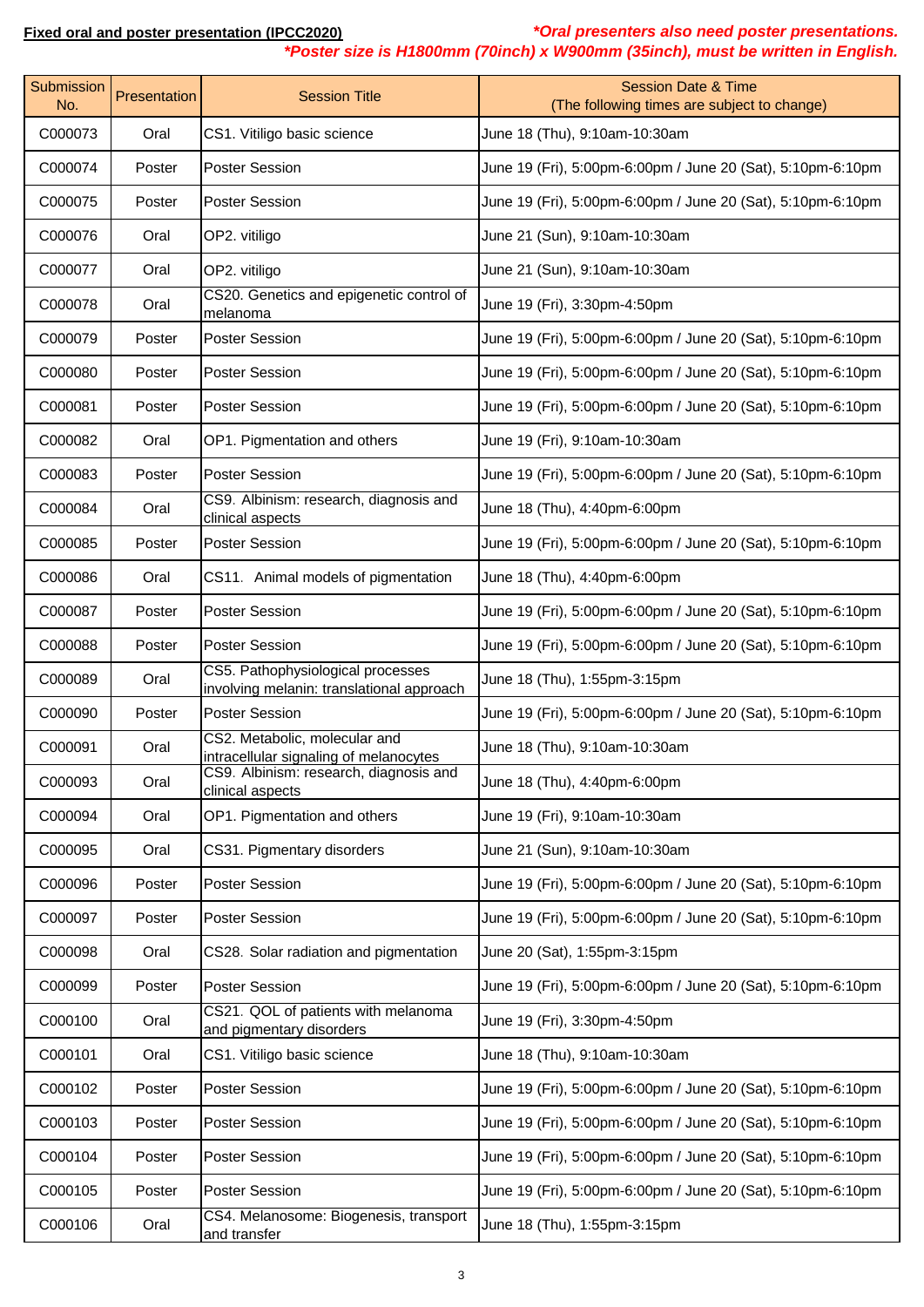**Fixed oral and poster presentation (IPCC2020)**

***Oral presenters also need poster presentations.***
***Poster size is H1800mm (70inch) x W900mm (35inch), must be written in English.***

| Submission No. | Presentation | Session Title | Session Date & Time (The following times are subject to change) |
|---|---|---|---|
| C000073 | Oral | CS1. Vitiligo basic science | June 18 (Thu), 9:10am-10:30am |
| C000074 | Poster | Poster Session | June 19 (Fri), 5:00pm-6:00pm / June 20 (Sat), 5:10pm-6:10pm |
| C000075 | Poster | Poster Session | June 19 (Fri), 5:00pm-6:00pm / June 20 (Sat), 5:10pm-6:10pm |
| C000076 | Oral | OP2. vitiligo | June 21 (Sun), 9:10am-10:30am |
| C000077 | Oral | OP2. vitiligo | June 21 (Sun), 9:10am-10:30am |
| C000078 | Oral | CS20. Genetics and epigenetic control of melanoma | June 19 (Fri), 3:30pm-4:50pm |
| C000079 | Poster | Poster Session | June 19 (Fri), 5:00pm-6:00pm / June 20 (Sat), 5:10pm-6:10pm |
| C000080 | Poster | Poster Session | June 19 (Fri), 5:00pm-6:00pm / June 20 (Sat), 5:10pm-6:10pm |
| C000081 | Poster | Poster Session | June 19 (Fri), 5:00pm-6:00pm / June 20 (Sat), 5:10pm-6:10pm |
| C000082 | Oral | OP1. Pigmentation and others | June 19 (Fri), 9:10am-10:30am |
| C000083 | Poster | Poster Session | June 19 (Fri), 5:00pm-6:00pm / June 20 (Sat), 5:10pm-6:10pm |
| C000084 | Oral | CS9. Albinism: research, diagnosis and clinical aspects | June 18 (Thu), 4:40pm-6:00pm |
| C000085 | Poster | Poster Session | June 19 (Fri), 5:00pm-6:00pm / June 20 (Sat), 5:10pm-6:10pm |
| C000086 | Oral | CS11. Animal models of pigmentation | June 18 (Thu), 4:40pm-6:00pm |
| C000087 | Poster | Poster Session | June 19 (Fri), 5:00pm-6:00pm / June 20 (Sat), 5:10pm-6:10pm |
| C000088 | Poster | Poster Session | June 19 (Fri), 5:00pm-6:00pm / June 20 (Sat), 5:10pm-6:10pm |
| C000089 | Oral | CS5. Pathophysiological processes involving melanin: translational approach | June 18 (Thu), 1:55pm-3:15pm |
| C000090 | Poster | Poster Session | June 19 (Fri), 5:00pm-6:00pm / June 20 (Sat), 5:10pm-6:10pm |
| C000091 | Oral | CS2. Metabolic, molecular and intracellular signaling of melanocytes | June 18 (Thu), 9:10am-10:30am |
| C000093 | Oral | CS9. Albinism: research, diagnosis and clinical aspects | June 18 (Thu), 4:40pm-6:00pm |
| C000094 | Oral | OP1. Pigmentation and others | June 19 (Fri), 9:10am-10:30am |
| C000095 | Oral | CS31. Pigmentary disorders | June 21 (Sun), 9:10am-10:30am |
| C000096 | Poster | Poster Session | June 19 (Fri), 5:00pm-6:00pm / June 20 (Sat), 5:10pm-6:10pm |
| C000097 | Poster | Poster Session | June 19 (Fri), 5:00pm-6:00pm / June 20 (Sat), 5:10pm-6:10pm |
| C000098 | Oral | CS28. Solar radiation and pigmentation | June 20 (Sat), 1:55pm-3:15pm |
| C000099 | Poster | Poster Session | June 19 (Fri), 5:00pm-6:00pm / June 20 (Sat), 5:10pm-6:10pm |
| C000100 | Oral | CS21. QOL of patients with melanoma and pigmentary disorders | June 19 (Fri), 3:30pm-4:50pm |
| C000101 | Oral | CS1. Vitiligo basic science | June 18 (Thu), 9:10am-10:30am |
| C000102 | Poster | Poster Session | June 19 (Fri), 5:00pm-6:00pm / June 20 (Sat), 5:10pm-6:10pm |
| C000103 | Poster | Poster Session | June 19 (Fri), 5:00pm-6:00pm / June 20 (Sat), 5:10pm-6:10pm |
| C000104 | Poster | Poster Session | June 19 (Fri), 5:00pm-6:00pm / June 20 (Sat), 5:10pm-6:10pm |
| C000105 | Poster | Poster Session | June 19 (Fri), 5:00pm-6:00pm / June 20 (Sat), 5:10pm-6:10pm |
| C000106 | Oral | CS4. Melanosome: Biogenesis, transport and transfer | June 18 (Thu), 1:55pm-3:15pm |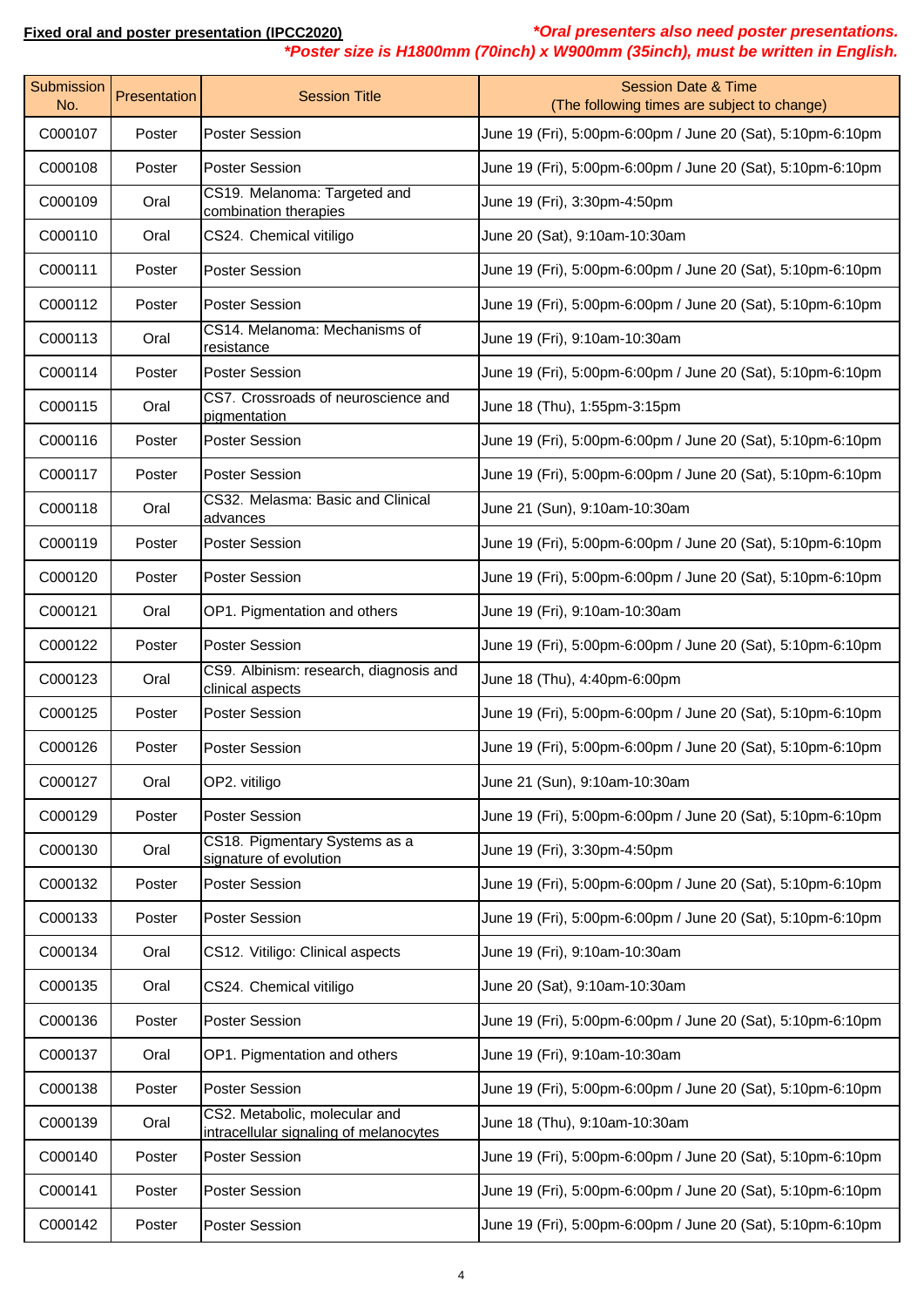**Fixed oral and poster presentation (IPCC2020)**

***Oral presenters also need poster presentations.***
***Poster size is H1800mm (70inch) x W900mm (35inch), must be written in English.***

| Submission No. | Presentation | Session Title | Session Date & Time (The following times are subject to change) |
|---|---|---|---|
| C000107 | Poster | Poster Session | June 19 (Fri), 5:00pm-6:00pm / June 20 (Sat), 5:10pm-6:10pm |
| C000108 | Poster | Poster Session | June 19 (Fri), 5:00pm-6:00pm / June 20 (Sat), 5:10pm-6:10pm |
| C000109 | Oral | CS19. Melanoma: Targeted and combination therapies | June 19 (Fri), 3:30pm-4:50pm |
| C000110 | Oral | CS24. Chemical vitiligo | June 20 (Sat), 9:10am-10:30am |
| C000111 | Poster | Poster Session | June 19 (Fri), 5:00pm-6:00pm / June 20 (Sat), 5:10pm-6:10pm |
| C000112 | Poster | Poster Session | June 19 (Fri), 5:00pm-6:00pm / June 20 (Sat), 5:10pm-6:10pm |
| C000113 | Oral | CS14. Melanoma: Mechanisms of resistance | June 19 (Fri), 9:10am-10:30am |
| C000114 | Poster | Poster Session | June 19 (Fri), 5:00pm-6:00pm / June 20 (Sat), 5:10pm-6:10pm |
| C000115 | Oral | CS7. Crossroads of neuroscience and pigmentation | June 18 (Thu), 1:55pm-3:15pm |
| C000116 | Poster | Poster Session | June 19 (Fri), 5:00pm-6:00pm / June 20 (Sat), 5:10pm-6:10pm |
| C000117 | Poster | Poster Session | June 19 (Fri), 5:00pm-6:00pm / June 20 (Sat), 5:10pm-6:10pm |
| C000118 | Oral | CS32. Melasma: Basic and Clinical advances | June 21 (Sun), 9:10am-10:30am |
| C000119 | Poster | Poster Session | June 19 (Fri), 5:00pm-6:00pm / June 20 (Sat), 5:10pm-6:10pm |
| C000120 | Poster | Poster Session | June 19 (Fri), 5:00pm-6:00pm / June 20 (Sat), 5:10pm-6:10pm |
| C000121 | Oral | OP1. Pigmentation and others | June 19 (Fri), 9:10am-10:30am |
| C000122 | Poster | Poster Session | June 19 (Fri), 5:00pm-6:00pm / June 20 (Sat), 5:10pm-6:10pm |
| C000123 | Oral | CS9. Albinism: research, diagnosis and clinical aspects | June 18 (Thu), 4:40pm-6:00pm |
| C000125 | Poster | Poster Session | June 19 (Fri), 5:00pm-6:00pm / June 20 (Sat), 5:10pm-6:10pm |
| C000126 | Poster | Poster Session | June 19 (Fri), 5:00pm-6:00pm / June 20 (Sat), 5:10pm-6:10pm |
| C000127 | Oral | OP2. vitiligo | June 21 (Sun), 9:10am-10:30am |
| C000129 | Poster | Poster Session | June 19 (Fri), 5:00pm-6:00pm / June 20 (Sat), 5:10pm-6:10pm |
| C000130 | Oral | CS18. Pigmentary Systems as a signature of evolution | June 19 (Fri), 3:30pm-4:50pm |
| C000132 | Poster | Poster Session | June 19 (Fri), 5:00pm-6:00pm / June 20 (Sat), 5:10pm-6:10pm |
| C000133 | Poster | Poster Session | June 19 (Fri), 5:00pm-6:00pm / June 20 (Sat), 5:10pm-6:10pm |
| C000134 | Oral | CS12. Vitiligo: Clinical aspects | June 19 (Fri), 9:10am-10:30am |
| C000135 | Oral | CS24. Chemical vitiligo | June 20 (Sat), 9:10am-10:30am |
| C000136 | Poster | Poster Session | June 19 (Fri), 5:00pm-6:00pm / June 20 (Sat), 5:10pm-6:10pm |
| C000137 | Oral | OP1. Pigmentation and others | June 19 (Fri), 9:10am-10:30am |
| C000138 | Poster | Poster Session | June 19 (Fri), 5:00pm-6:00pm / June 20 (Sat), 5:10pm-6:10pm |
| C000139 | Oral | CS2. Metabolic, molecular and intracellular signaling of melanocytes | June 18 (Thu), 9:10am-10:30am |
| C000140 | Poster | Poster Session | June 19 (Fri), 5:00pm-6:00pm / June 20 (Sat), 5:10pm-6:10pm |
| C000141 | Poster | Poster Session | June 19 (Fri), 5:00pm-6:00pm / June 20 (Sat), 5:10pm-6:10pm |
| C000142 | Poster | Poster Session | June 19 (Fri), 5:00pm-6:00pm / June 20 (Sat), 5:10pm-6:10pm |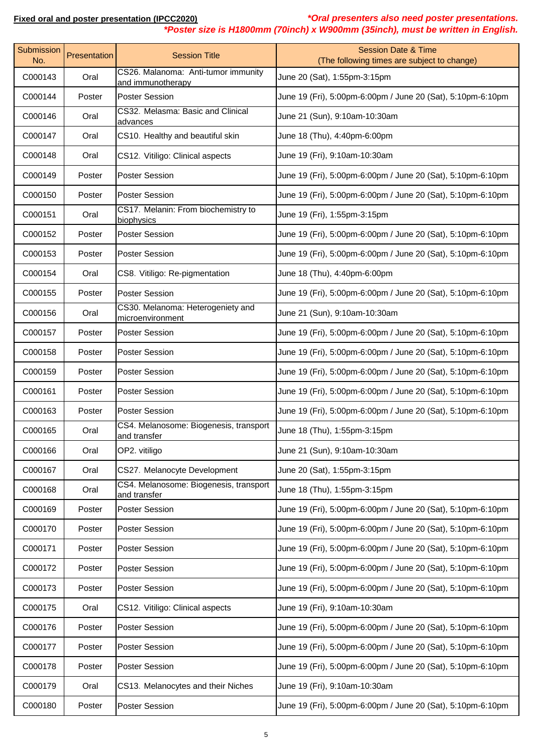**Fixed oral and poster presentation (IPCC2020)**

***Oral presenters also need poster presentations.***
***Poster size is H1800mm (70inch) x W900mm (35inch), must be written in English.***

| Submission No. | Presentation | Session Title | Session Date & Time (The following times are subject to change) |
|---|---|---|---|
| C000143 | Oral | CS26. Malanoma: Anti-tumor immunity and immunotherapy | June 20 (Sat), 1:55pm-3:15pm |
| C000144 | Poster | Poster Session | June 19 (Fri), 5:00pm-6:00pm / June 20 (Sat), 5:10pm-6:10pm |
| C000146 | Oral | CS32. Melasma: Basic and Clinical advances | June 21 (Sun), 9:10am-10:30am |
| C000147 | Oral | CS10. Healthy and beautiful skin | June 18 (Thu), 4:40pm-6:00pm |
| C000148 | Oral | CS12. Vitiligo: Clinical aspects | June 19 (Fri), 9:10am-10:30am |
| C000149 | Poster | Poster Session | June 19 (Fri), 5:00pm-6:00pm / June 20 (Sat), 5:10pm-6:10pm |
| C000150 | Poster | Poster Session | June 19 (Fri), 5:00pm-6:00pm / June 20 (Sat), 5:10pm-6:10pm |
| C000151 | Oral | CS17. Melanin: From biochemistry to biophysics | June 19 (Fri), 1:55pm-3:15pm |
| C000152 | Poster | Poster Session | June 19 (Fri), 5:00pm-6:00pm / June 20 (Sat), 5:10pm-6:10pm |
| C000153 | Poster | Poster Session | June 19 (Fri), 5:00pm-6:00pm / June 20 (Sat), 5:10pm-6:10pm |
| C000154 | Oral | CS8. Vitiligo: Re-pigmentation | June 18 (Thu), 4:40pm-6:00pm |
| C000155 | Poster | Poster Session | June 19 (Fri), 5:00pm-6:00pm / June 20 (Sat), 5:10pm-6:10pm |
| C000156 | Oral | CS30. Melanoma: Heterogeniety and microenvironment | June 21 (Sun), 9:10am-10:30am |
| C000157 | Poster | Poster Session | June 19 (Fri), 5:00pm-6:00pm / June 20 (Sat), 5:10pm-6:10pm |
| C000158 | Poster | Poster Session | June 19 (Fri), 5:00pm-6:00pm / June 20 (Sat), 5:10pm-6:10pm |
| C000159 | Poster | Poster Session | June 19 (Fri), 5:00pm-6:00pm / June 20 (Sat), 5:10pm-6:10pm |
| C000161 | Poster | Poster Session | June 19 (Fri), 5:00pm-6:00pm / June 20 (Sat), 5:10pm-6:10pm |
| C000163 | Poster | Poster Session | June 19 (Fri), 5:00pm-6:00pm / June 20 (Sat), 5:10pm-6:10pm |
| C000165 | Oral | CS4. Melanosome: Biogenesis, transport and transfer | June 18 (Thu), 1:55pm-3:15pm |
| C000166 | Oral | OP2. vitiligo | June 21 (Sun), 9:10am-10:30am |
| C000167 | Oral | CS27. Melanocyte Development | June 20 (Sat), 1:55pm-3:15pm |
| C000168 | Oral | CS4. Melanosome: Biogenesis, transport and transfer | June 18 (Thu), 1:55pm-3:15pm |
| C000169 | Poster | Poster Session | June 19 (Fri), 5:00pm-6:00pm / June 20 (Sat), 5:10pm-6:10pm |
| C000170 | Poster | Poster Session | June 19 (Fri), 5:00pm-6:00pm / June 20 (Sat), 5:10pm-6:10pm |
| C000171 | Poster | Poster Session | June 19 (Fri), 5:00pm-6:00pm / June 20 (Sat), 5:10pm-6:10pm |
| C000172 | Poster | Poster Session | June 19 (Fri), 5:00pm-6:00pm / June 20 (Sat), 5:10pm-6:10pm |
| C000173 | Poster | Poster Session | June 19 (Fri), 5:00pm-6:00pm / June 20 (Sat), 5:10pm-6:10pm |
| C000175 | Oral | CS12. Vitiligo: Clinical aspects | June 19 (Fri), 9:10am-10:30am |
| C000176 | Poster | Poster Session | June 19 (Fri), 5:00pm-6:00pm / June 20 (Sat), 5:10pm-6:10pm |
| C000177 | Poster | Poster Session | June 19 (Fri), 5:00pm-6:00pm / June 20 (Sat), 5:10pm-6:10pm |
| C000178 | Poster | Poster Session | June 19 (Fri), 5:00pm-6:00pm / June 20 (Sat), 5:10pm-6:10pm |
| C000179 | Oral | CS13. Melanocytes and their Niches | June 19 (Fri), 9:10am-10:30am |
| C000180 | Poster | Poster Session | June 19 (Fri), 5:00pm-6:00pm / June 20 (Sat), 5:10pm-6:10pm |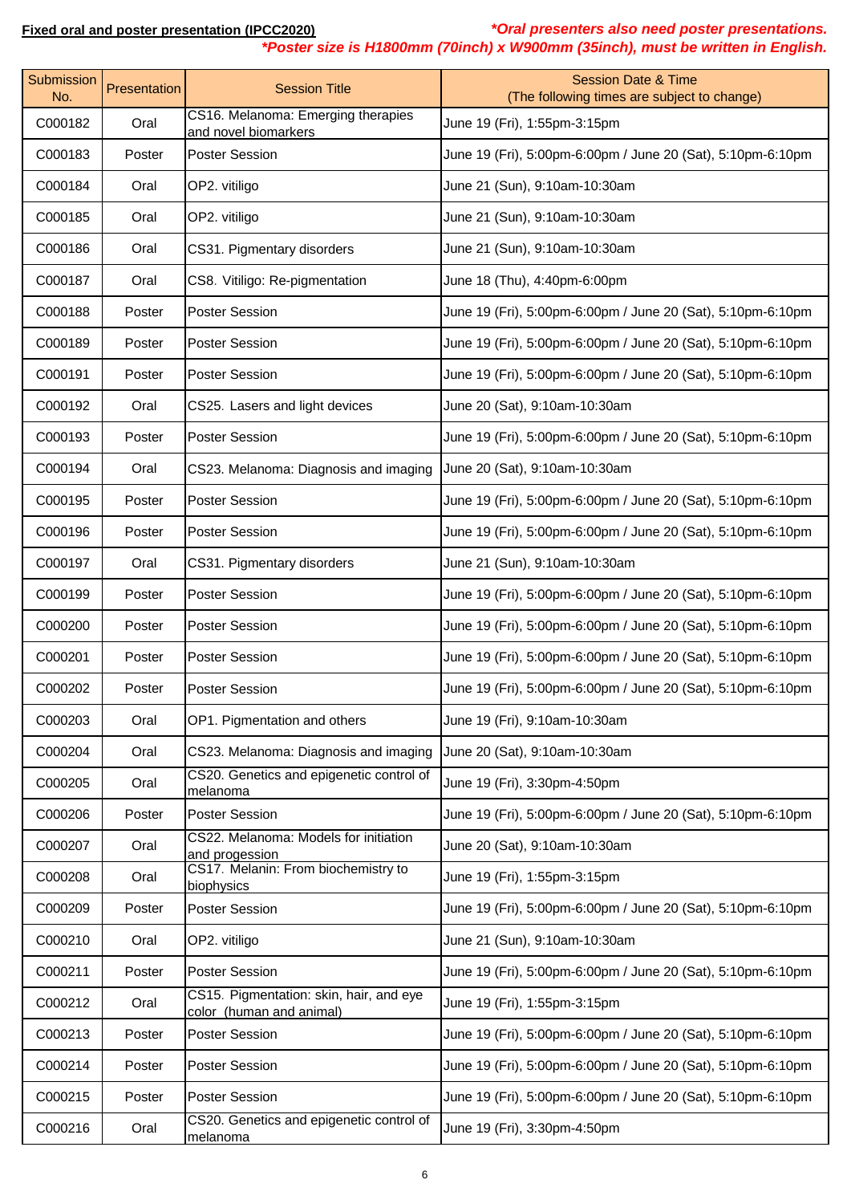**Fixed oral and poster presentation (IPCC2020)**

***Oral presenters also need poster presentations.***
***Poster size is H1800mm (70inch) x W900mm (35inch), must be written in English.***

| Submission No. | Presentation | Session Title | Session Date & Time (The following times are subject to change) |
|---|---|---|---|
| C000182 | Oral | CS16. Melanoma: Emerging therapies and novel biomarkers | June 19 (Fri), 1:55pm-3:15pm |
| C000183 | Poster | Poster Session | June 19 (Fri), 5:00pm-6:00pm / June 20 (Sat), 5:10pm-6:10pm |
| C000184 | Oral | OP2. vitiligo | June 21 (Sun), 9:10am-10:30am |
| C000185 | Oral | OP2. vitiligo | June 21 (Sun), 9:10am-10:30am |
| C000186 | Oral | CS31. Pigmentary disorders | June 21 (Sun), 9:10am-10:30am |
| C000187 | Oral | CS8. Vitiligo: Re-pigmentation | June 18 (Thu), 4:40pm-6:00pm |
| C000188 | Poster | Poster Session | June 19 (Fri), 5:00pm-6:00pm / June 20 (Sat), 5:10pm-6:10pm |
| C000189 | Poster | Poster Session | June 19 (Fri), 5:00pm-6:00pm / June 20 (Sat), 5:10pm-6:10pm |
| C000191 | Poster | Poster Session | June 19 (Fri), 5:00pm-6:00pm / June 20 (Sat), 5:10pm-6:10pm |
| C000192 | Oral | CS25. Lasers and light devices | June 20 (Sat), 9:10am-10:30am |
| C000193 | Poster | Poster Session | June 19 (Fri), 5:00pm-6:00pm / June 20 (Sat), 5:10pm-6:10pm |
| C000194 | Oral | CS23. Melanoma: Diagnosis and imaging | June 20 (Sat), 9:10am-10:30am |
| C000195 | Poster | Poster Session | June 19 (Fri), 5:00pm-6:00pm / June 20 (Sat), 5:10pm-6:10pm |
| C000196 | Poster | Poster Session | June 19 (Fri), 5:00pm-6:00pm / June 20 (Sat), 5:10pm-6:10pm |
| C000197 | Oral | CS31. Pigmentary disorders | June 21 (Sun), 9:10am-10:30am |
| C000199 | Poster | Poster Session | June 19 (Fri), 5:00pm-6:00pm / June 20 (Sat), 5:10pm-6:10pm |
| C000200 | Poster | Poster Session | June 19 (Fri), 5:00pm-6:00pm / June 20 (Sat), 5:10pm-6:10pm |
| C000201 | Poster | Poster Session | June 19 (Fri), 5:00pm-6:00pm / June 20 (Sat), 5:10pm-6:10pm |
| C000202 | Poster | Poster Session | June 19 (Fri), 5:00pm-6:00pm / June 20 (Sat), 5:10pm-6:10pm |
| C000203 | Oral | OP1. Pigmentation and others | June 19 (Fri), 9:10am-10:30am |
| C000204 | Oral | CS23. Melanoma: Diagnosis and imaging | June 20 (Sat), 9:10am-10:30am |
| C000205 | Oral | CS20. Genetics and epigenetic control of melanoma | June 19 (Fri), 3:30pm-4:50pm |
| C000206 | Poster | Poster Session | June 19 (Fri), 5:00pm-6:00pm / June 20 (Sat), 5:10pm-6:10pm |
| C000207 | Oral | CS22. Melanoma: Models for initiation and progession | June 20 (Sat), 9:10am-10:30am |
| C000208 | Oral | CS17. Melanin: From biochemistry to biophysics | June 19 (Fri), 1:55pm-3:15pm |
| C000209 | Poster | Poster Session | June 19 (Fri), 5:00pm-6:00pm / June 20 (Sat), 5:10pm-6:10pm |
| C000210 | Oral | OP2. vitiligo | June 21 (Sun), 9:10am-10:30am |
| C000211 | Poster | Poster Session | June 19 (Fri), 5:00pm-6:00pm / June 20 (Sat), 5:10pm-6:10pm |
| C000212 | Oral | CS15. Pigmentation: skin, hair, and eye color (human and animal) | June 19 (Fri), 1:55pm-3:15pm |
| C000213 | Poster | Poster Session | June 19 (Fri), 5:00pm-6:00pm / June 20 (Sat), 5:10pm-6:10pm |
| C000214 | Poster | Poster Session | June 19 (Fri), 5:00pm-6:00pm / June 20 (Sat), 5:10pm-6:10pm |
| C000215 | Poster | Poster Session | June 19 (Fri), 5:00pm-6:00pm / June 20 (Sat), 5:10pm-6:10pm |
| C000216 | Oral | CS20. Genetics and epigenetic control of melanoma | June 19 (Fri), 3:30pm-4:50pm |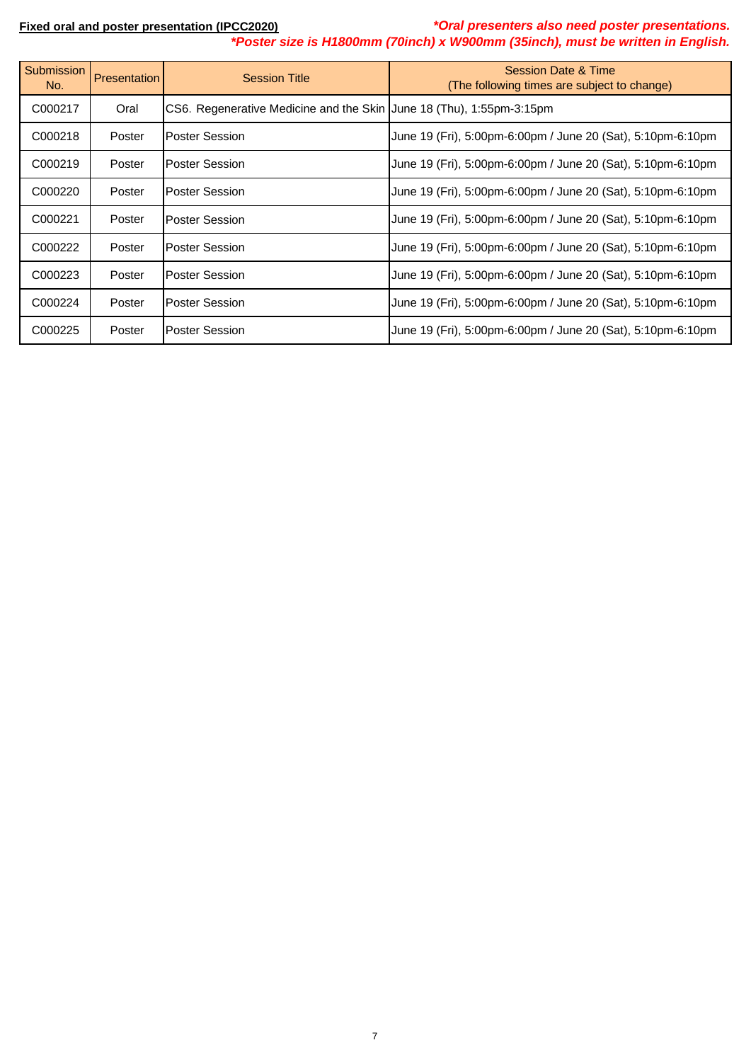**Fixed oral and poster presentation (IPCC2020)**

***Oral presenters also need poster presentations.***
***Poster size is H1800mm (70inch) x W900mm (35inch), must be written in English.***

| Submission No. | Presentation | Session Title | Session Date & Time (The following times are subject to change) |
|---|---|---|---|
| C000217 | Oral | CS6. Regenerative Medicine and the Skin | June 18 (Thu), 1:55pm-3:15pm |
| C000218 | Poster | Poster Session | June 19 (Fri), 5:00pm-6:00pm / June 20 (Sat), 5:10pm-6:10pm |
| C000219 | Poster | Poster Session | June 19 (Fri), 5:00pm-6:00pm / June 20 (Sat), 5:10pm-6:10pm |
| C000220 | Poster | Poster Session | June 19 (Fri), 5:00pm-6:00pm / June 20 (Sat), 5:10pm-6:10pm |
| C000221 | Poster | Poster Session | June 19 (Fri), 5:00pm-6:00pm / June 20 (Sat), 5:10pm-6:10pm |
| C000222 | Poster | Poster Session | June 19 (Fri), 5:00pm-6:00pm / June 20 (Sat), 5:10pm-6:10pm |
| C000223 | Poster | Poster Session | June 19 (Fri), 5:00pm-6:00pm / June 20 (Sat), 5:10pm-6:10pm |
| C000224 | Poster | Poster Session | June 19 (Fri), 5:00pm-6:00pm / June 20 (Sat), 5:10pm-6:10pm |
| C000225 | Poster | Poster Session | June 19 (Fri), 5:00pm-6:00pm / June 20 (Sat), 5:10pm-6:10pm |